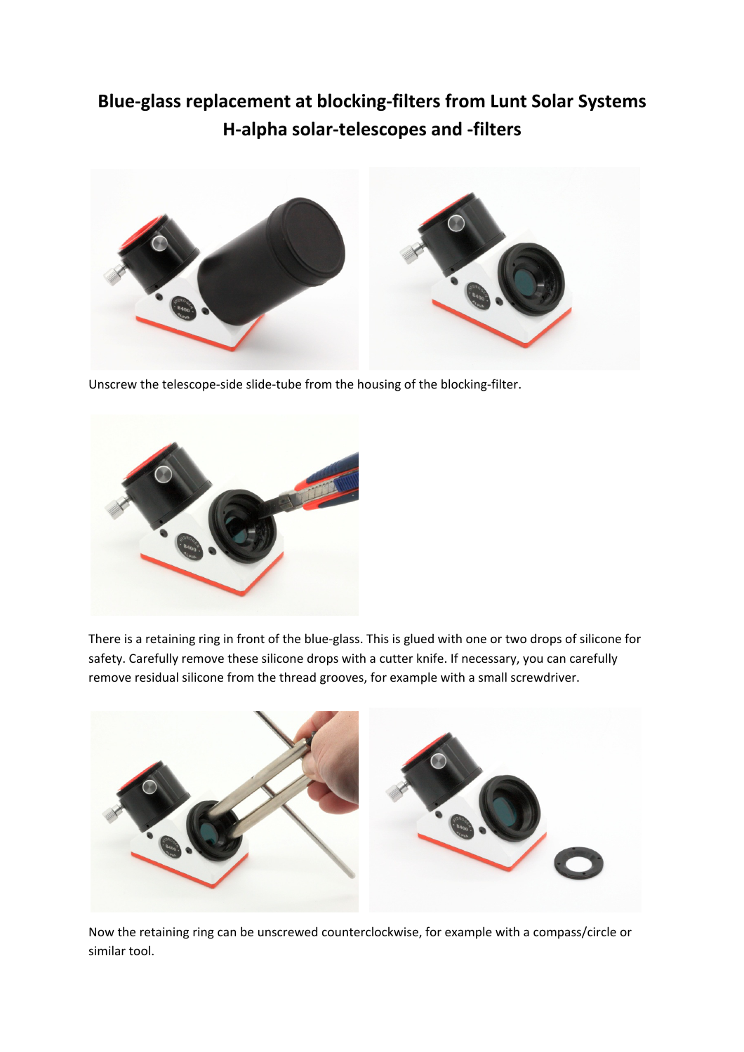# Blue-glass replacement at blocking-filters from Lunt Solar Systems H-alpha solar-telescopes and -filters

Unscrew the telescope-side slide-tube from the housing of the blocking-filter.

There is a retaining ring in front of the blue-glass. This is glued with one or two drops of silicone for safety. Carefully remove these silicone drops with a cutter knife. If necessary, you can carefully remove residual silicone from the thread grooves, for example with a small screwdriver.

Now the retaining ring can be unscrewed counterclockwise, for example with a compass/circle or similar tool.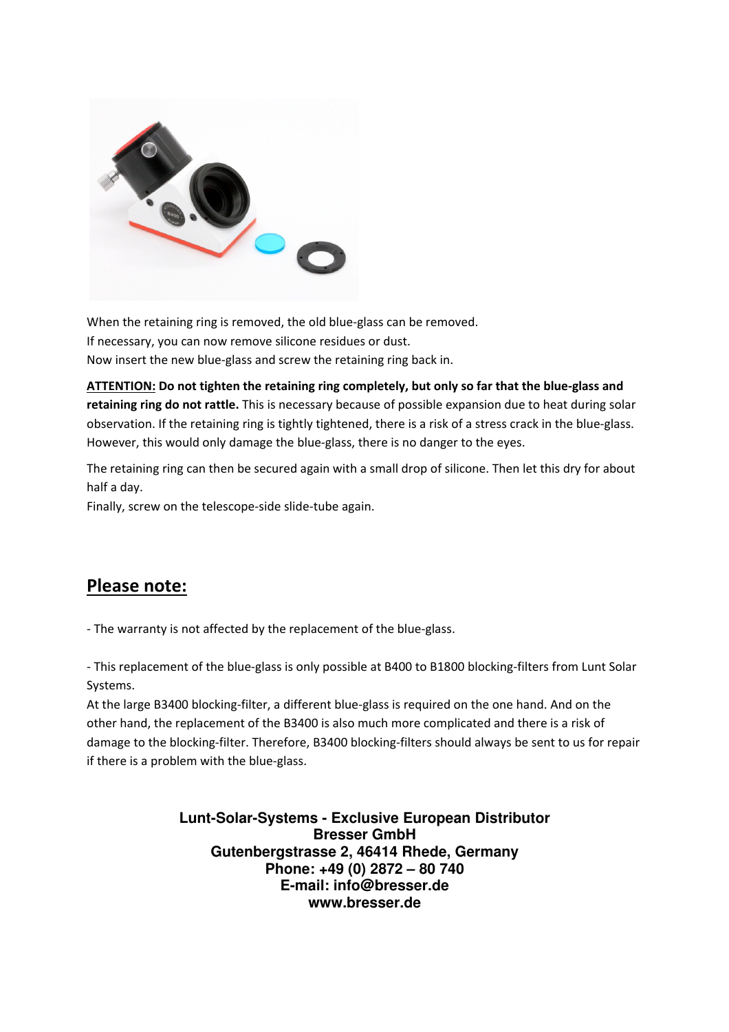When the retaining ring is removed, the old blue-glass can be removed.
If necessary, you can now remove silicone residues or dust.
Now insert the new blue-glass and screw the retaining ring back in.

**ATTENTION: Do not tighten the retaining ring completely, but only so far that the blue-glass and retaining ring do not rattle.** This is necessary because of possible expansion due to heat during solar observation. If the retaining ring is tightly tightened, there is a risk of a stress crack in the blue-glass. However, this would only damage the blue-glass, there is no danger to the eyes.

The retaining ring can then be secured again with a small drop of silicone. Then let this dry for about half a day.
Finally, screw on the telescope-side slide-tube again.

## Please note:

- The warranty is not affected by the replacement of the blue-glass.

- This replacement of the blue-glass is only possible at B400 to B1800 blocking-filters from Lunt Solar Systems.

At the large B3400 blocking-filter, a different blue-glass is required on the one hand. And on the other hand, the replacement of the B3400 is also much more complicated and there is a risk of damage to the blocking-filter. Therefore, B3400 blocking-filters should always be sent to us for repair if there is a problem with the blue-glass.

**Lunt-Solar-Systems - Exclusive European Distributor**
**Bresser GmbH**
**Gutenbergstrasse 2, 46414 Rhede, Germany**
**Phone: +49 (0) 2872 – 80 740**
**E-mail: info@bresser.de**
**www.bresser.de**